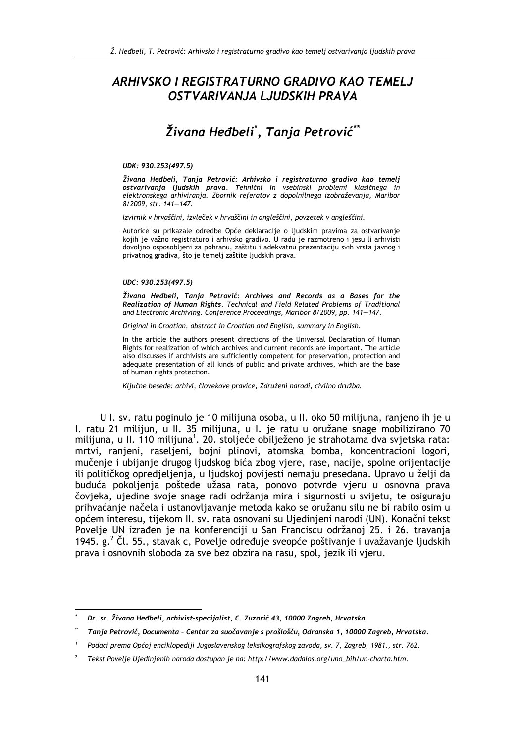# ARHIVSKO I REGISTRATURNO GRADIVO KAO TEMELJ OSTVARIVANJA LJUDSKIH PRAVA

## Živana Heđbeli*, Tanja Petrović**

*UDK: 930.253(497.5)*

***Živana Heđbeli, Tanja Petrović: Arhivsko i registraturno gradivo kao temelj ostvarivanja ljudskih prava.*** *Tehnični in vsebinski problemi klasičnega in elektronskega arhiviranja. Zbornik referatov z dopolnilnega izobraževanja, Maribor 8/2009, str. 141—147.*

*Izvirnik v hrvaščini, izvleček v hrvaščini in angleščini, povzetek v angleščini.*

Autorice su prikazale odredbe Opće deklaracije o ljudskim pravima za ostvarivanje kojih je važno registraturo i arhivsko gradivo. U radu je razmotreno i jesu li arhivisti dovoljno osposobljeni za pohranu, zaštitu i adekvatnu prezentaciju svih vrsta javnog i privatnog gradiva, što je temelj zaštite ljudskih prava.

*UDC: 930.253(497.5)*

***Živana Heđbeli, Tanja Petrović: Archives and Records as a Bases for the Realization of Human Rights.*** *Technical and Field Related Problems of Traditional and Electronic Archiving. Conference Proceedings, Maribor 8/2009, pp. 141—147.*

*Original in Croatian, abstract in Croatian and English, summary in English.*

In the article the authors present directions of the Universal Declaration of Human Rights for realization of which archives and current records are important. The article also discusses if archivists are sufficiently competent for preservation, protection and adequate presentation of all kinds of public and private archives, which are the base of human rights protection.

*Ključne besede: arhivi, človekove pravice, Združeni narodi, civilno družba.*

U I. sv. ratu poginulo je 10 milijuna osoba, u II. oko 50 milijuna, ranjeno ih je u I. ratu 21 milijun, u II. 35 milijuna, u I. je ratu u oružane snage mobilizirano 70 milijuna, u II. 110 milijuna[1]. 20. stoljeće obilježeno je strahotama dva svjetska rata: mrtvi, ranjeni, raseljeni, bojni plinovi, atomska bomba, koncentracioni logori, mučenje i ubijanje drugog ljudskog bića zbog vjere, rase, nacije, spolne orijentacije ili političkog opredjeljenja, u ljudskoj povijesti nemaju presedana. Upravo u želji da buduća pokoljenja poštede užasa rata, ponovo potvrde vjeru u osnovna prava čovjeka, ujedine svoje snage radi održanja mira i sigurnosti u svijetu, te osiguraju prihvaćanje načela i ustanovljavanje metoda kako se oružanu silu ne bi rabilo osim u općem interesu, tijekom II. sv. rata osnovani su Ujedinjeni narodi (UN). Konačni tekst Povelje UN izrađen je na konferenciji u San Franciscu održanoj 25. i 26. travanja 1945. g.[2] Čl. 55., stavak c, Povelje određuje sveopće poštivanje i uvažavanje ljudskih prava i osnovnih sloboda za sve bez obzira na rasu, spol, jezik ili vjeru.

---

\* *Dr. sc. Živana Heđbeli, arhivist-specijalist, C. Zuzorić 43, 10000 Zagreb, Hrvatska.*

\*\* *Tanja Petrović, Documenta – Centar za suočavanje s prošlošću, Odranska 1, 10000 Zagreb, Hrvatska.*

[1] *Podaci prema Općoj enciklopediji Jugoslavenskog leksikografskog zavoda, sv. 7, Zagreb, 1981., str. 762.*

[2] *Tekst Povelje Ujedinjenih naroda dostupan je na: http://www.dadalos.org/uno_bih/un-charta.htm.*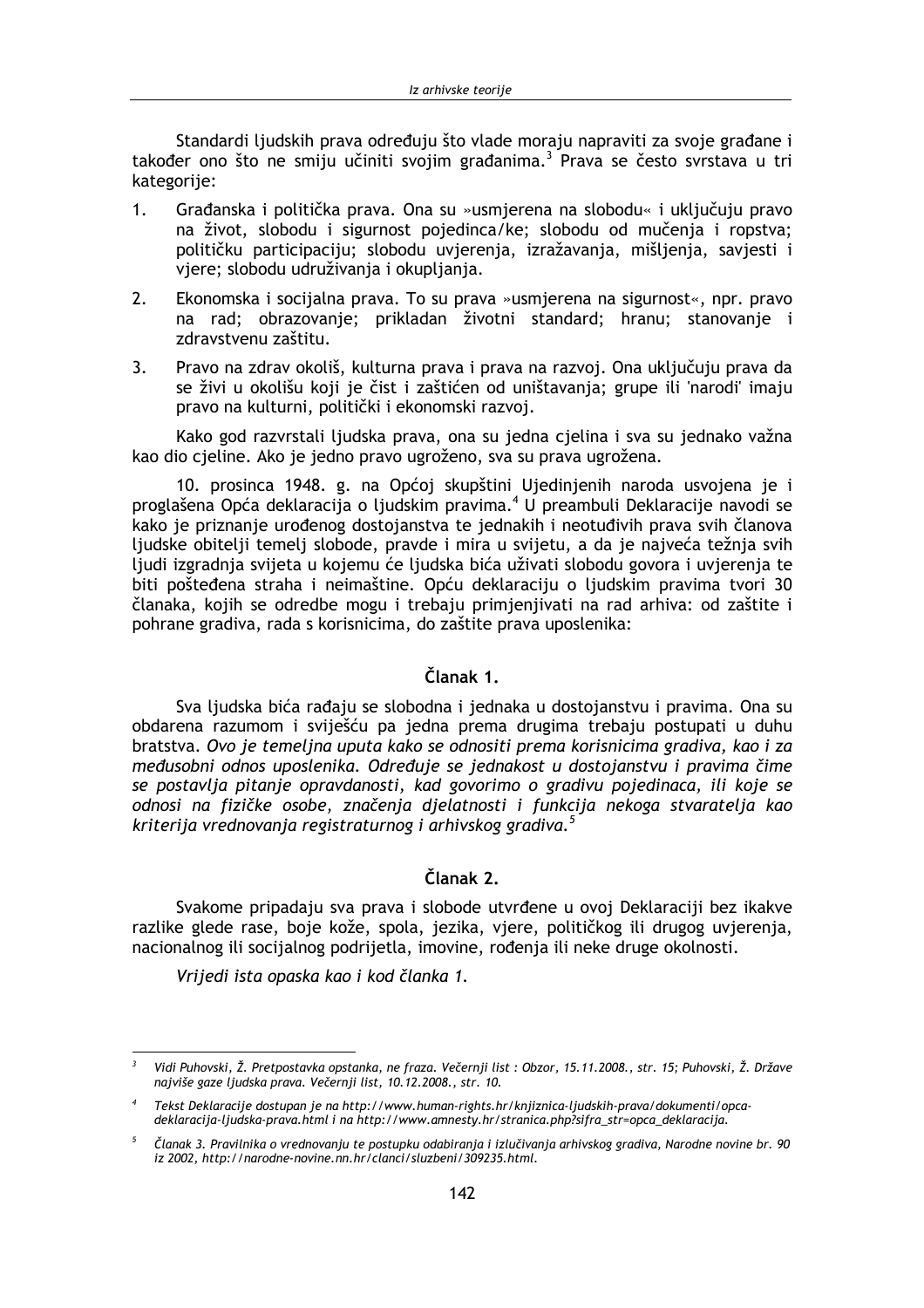Standardi ljudskih prava određuju što vlade moraju napraviti za svoje građane i također ono što ne smiju učiniti svojim građanima.[3] Prava se često svrstava u tri kategorije:

1. Građanska i politička prava. Ona su »usmjerena na slobodu« i uključuju pravo na život, slobodu i sigurnost pojedinca/ke; slobodu od mučenja i ropstva; političku participaciju; slobodu uvjerenja, izražavanja, mišljenja, savjesti i vjere; slobodu udruživanja i okupljanja.
2. Ekonomska i socijalna prava. To su prava »usmjerena na sigurnost«, npr. pravo na rad; obrazovanje; prikladan životni standard; hranu; stanovanje i zdravstvenu zaštitu.
3. Pravo na zdrav okoliš, kulturna prava i prava na razvoj. Ona uključuju prava da se živi u okolišu koji je čist i zaštićen od uništavanja; grupe ili 'narodi' imaju pravo na kulturni, politički i ekonomski razvoj.

Kako god razvrstali ljudska prava, ona su jedna cjelina i sva su jednako važna kao dio cjeline. Ako je jedno pravo ugroženo, sva su prava ugrožena.

10. prosinca 1948. g. na Općoj skupštini Ujedinjenih naroda usvojena je i proglašena Opća deklaracija o ljudskim pravima.[4] U preambuli Deklaracije navodi se kako je priznanje urođenog dostojanstva te jednakih i neotuđivih prava svih članova ljudske obitelji temelj slobode, pravde i mira u svijetu, a da je najveća težnja svih ljudi izgradnja svijeta u kojemu će ljudska bića uživati slobodu govora i uvjerenja te biti pošteđena straha i neimaštine. Opću deklaraciju o ljudskim pravima tvori 30 članaka, kojih se odredbe mogu i trebaju primjenjivati na rad arhiva: od zaštite i pohrane gradiva, rada s korisnicima, do zaštite prava uposlenika:

### Članak 1.

Sva ljudska bića rađaju se slobodna i jednaka u dostojanstvu i pravima. Ona su obdarena razumom i sviješću pa jedna prema drugima trebaju postupati u duhu bratstva. *Ovo je temeljna uputa kako se odnositi prema korisnicima gradiva, kao i za međusobni odnos uposlenika. Određuje se jednakost u dostojanstvu i pravima čime se postavlja pitanje opravdanosti, kad govorimo o gradivu pojedinaca, ili koje se odnosi na fizičke osobe, značenja djelatnosti i funkcija nekoga stvaratelja kao kriterija vrednovanja registraturnog i arhivskog gradiva.*[5]

### Članak 2.

Svakome pripadaju sva prava i slobode utvrđene u ovoj Deklaraciji bez ikakve razlike glede rase, boje kože, spola, jezika, vjere, političkog ili drugog uvjerenja, nacionalnog ili socijalnog podrijetla, imovine, rođenja ili neke druge okolnosti.

*Vrijedi ista opaska kao i kod članka 1.*

---

[3] *Vidi Puhovski, Ž. Pretpostavka opstanka, ne fraza. Večernji list : Obzor, 15.11.2008., str. 15; Puhovski, Ž. Države najviše gaze ljudska prava. Večernji list, 10.12.2008., str. 10.*

[4] *Tekst Deklaracije dostupan je na http://www.human-rights.hr/knjiznica-ljudskih-prava/dokumenti/opca-deklaracija-ljudska-prava.html i na http://www.amnesty.hr/stranica.php?sifra_str=opca_deklaracija.*

[5] *Članak 3. Pravilnika o vrednovanju te postupku odabiranja i izlučivanja arhivskog gradiva, Narodne novine br. 90 iz 2002, http://narodne-novine.nn.hr/clanci/sluzbeni/309235.html.*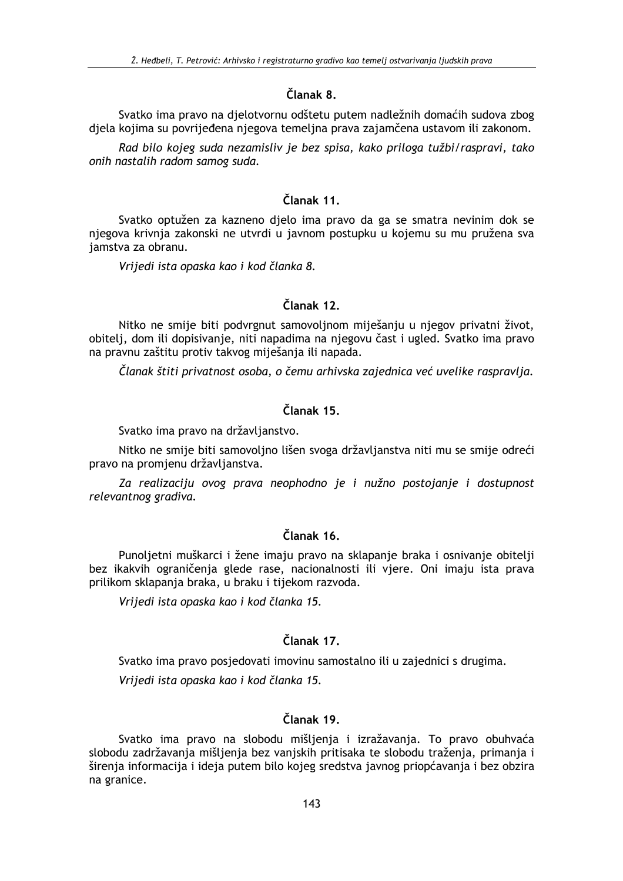### Članak 8.

Svatko ima pravo na djelotvornu odštetu putem nadležnih domaćih sudova zbog djela kojima su povrijeđena njegova temeljna prava zajamčena ustavom ili zakonom.

*Rad bilo kojeg suda nezamisliv je bez spisa, kako priloga tužbi/raspravi, tako onih nastalih radom samog suda.*

### Članak 11.

Svatko optužen za kazneno djelo ima pravo da ga se smatra nevinim dok se njegova krivnja zakonski ne utvrdi u javnom postupku u kojemu su mu pružena sva jamstva za obranu.

*Vrijedi ista opaska kao i kod članka 8.*

### Članak 12.

Nitko ne smije biti podvrgnut samovoljnom miješanju u njegov privatni život, obitelj, dom ili dopisivanje, niti napadima na njegovu čast i ugled. Svatko ima pravo na pravnu zaštitu protiv takvog miješanja ili napada.

*Članak štiti privatnost osoba, o čemu arhivska zajednica već uvelike raspravlja.*

### Članak 15.

Svatko ima pravo na državljanstvo.

Nitko ne smije biti samovoljno lišen svoga državljanstva niti mu se smije odreći pravo na promjenu državljanstva.

*Za realizaciju ovog prava neophodno je i nužno postojanje i dostupnost relevantnog gradiva.*

### Članak 16.

Punoljetni muškarci i žene imaju pravo na sklapanje braka i osnivanje obitelji bez ikakvih ograničenja glede rase, nacionalnosti ili vjere. Oni imaju ista prava prilikom sklapanja braka, u braku i tijekom razvoda.

*Vrijedi ista opaska kao i kod članka 15.*

### Članak 17.

Svatko ima pravo posjedovati imovinu samostalno ili u zajednici s drugima.

*Vrijedi ista opaska kao i kod članka 15.*

### Članak 19.

Svatko ima pravo na slobodu mišljenja i izražavanja. To pravo obuhvaća slobodu zadržavanja mišljenja bez vanjskih pritisaka te slobodu traženja, primanja i širenja informacija i ideja putem bilo kojeg sredstva javnog priopćavanja i bez obzira na granice.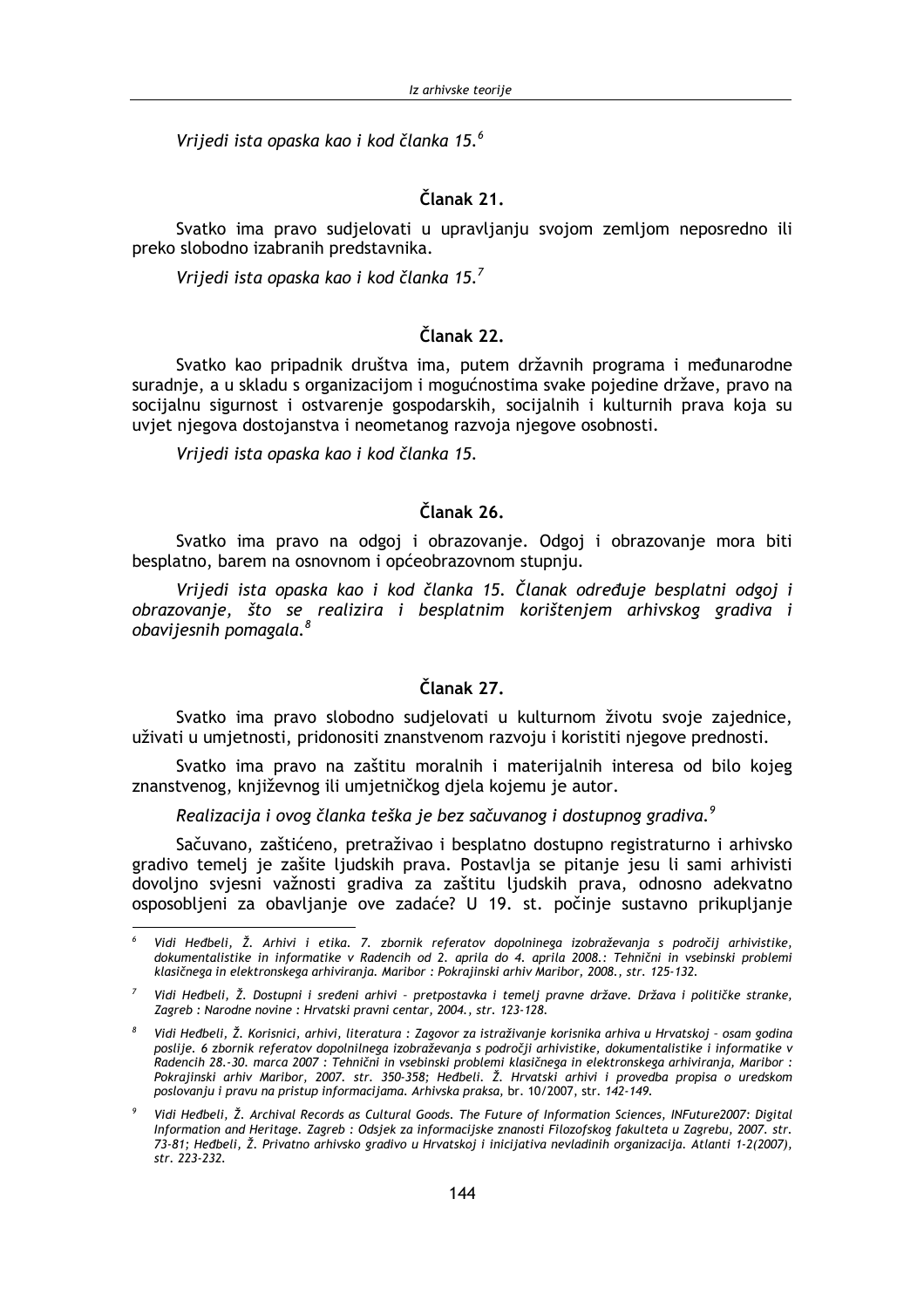*Vrijedi ista opaska kao i kod članka 15.*[6]

### Članak 21.

Svatko ima pravo sudjelovati u upravljanju svojom zemljom neposredno ili preko slobodno izabranih predstavnika.

*Vrijedi ista opaska kao i kod članka 15.*[7]

### Članak 22.

Svatko kao pripadnik društva ima, putem državnih programa i međunarodne suradnje, a u skladu s organizacijom i mogućnostima svake pojedine države, pravo na socijalnu sigurnost i ostvarenje gospodarskih, socijalnih i kulturnih prava koja su uvjet njegova dostojanstva i neometanog razvoja njegove osobnosti.

*Vrijedi ista opaska kao i kod članka 15.*

### Članak 26.

Svatko ima pravo na odgoj i obrazovanje. Odgoj i obrazovanje mora biti besplatno, barem na osnovnom i općeobrazovnom stupnju.

*Vrijedi ista opaska kao i kod članka 15. Članak određuje besplatni odgoj i obrazovanje, što se realizira i besplatnim korištenjem arhivskog gradiva i obavijesnih pomagala.*[8]

### Članak 27.

Svatko ima pravo slobodno sudjelovati u kulturnom životu svoje zajednice, uživati u umjetnosti, pridonositi znanstvenom razvoju i koristiti njegove prednosti.

Svatko ima pravo na zaštitu moralnih i materijalnih interesa od bilo kojeg znanstvenog, književnog ili umjetničkog djela kojemu je autor.

*Realizacija i ovog članka teška je bez sačuvanog i dostupnog gradiva.*[9]

Sačuvano, zaštićeno, pretraživao i besplatno dostupno registraturno i arhivsko gradivo temelj je zašite ljudskih prava. Postavlja se pitanje jesu li sami arhivisti dovoljno svjesni važnosti gradiva za zaštitu ljudskih prava, odnosno adekvatno osposobljeni za obavljanje ove zadaće? U 19. st. počinje sustavno prikupljanje

---

[6] *Vidi Heđbeli, Ž. Arhivi i etika. 7. zbornik referatov dopolninega izobraževanja s področij arhivistike, dokumentalistike in informatike v Radencih od 2. aprila do 4. aprila 2008.: Tehnični in vsebinski problemi klasičnega in elektronskega arhiviranja. Maribor : Pokrajinski arhiv Maribor, 2008., str. 125-132.*

[7] *Vidi Heđbeli, Ž. Dostupni i sređeni arhivi – pretpostavka i temelj pravne države. Država i političke stranke, Zagreb : Narodne novine : Hrvatski pravni centar, 2004., str. 123-128.*

[8] *Vidi Heđbeli, Ž. Korisnici, arhivi, literatura : Zagovor za istraživanje korisnika arhiva u Hrvatskoj – osam godina poslije. 6 zbornik referatov dopolnilnega izobraževanja s področji arhivistike, dokumentalistike in informatike v Radencih 28.-30. marca 2007 : Tehnični in vsebinski problemi klasičnega in elektronskega arhiviranja, Maribor : Pokrajinski arhiv Maribor, 2007. str. 350-358; Heđbeli. Ž. Hrvatski arhivi i provedba propisa o uredskom poslovanju i pravu na pristup informacijama. Arhivska praksa, br. 10/2007, str. 142-149.*

[9] *Vidi Heđbeli, Ž. Archival Records as Cultural Goods. The Future of Information Sciences, INFuture2007: Digital Information and Heritage. Zagreb : Odsjek za informacijske znanosti Filozofskog fakulteta u Zagrebu, 2007. str. 73-81; Heđbeli, Ž. Privatno arhivsko gradivo u Hrvatskoj i inicijativa nevladinih organizacija. Atlanti 1-2(2007), str. 223-232.*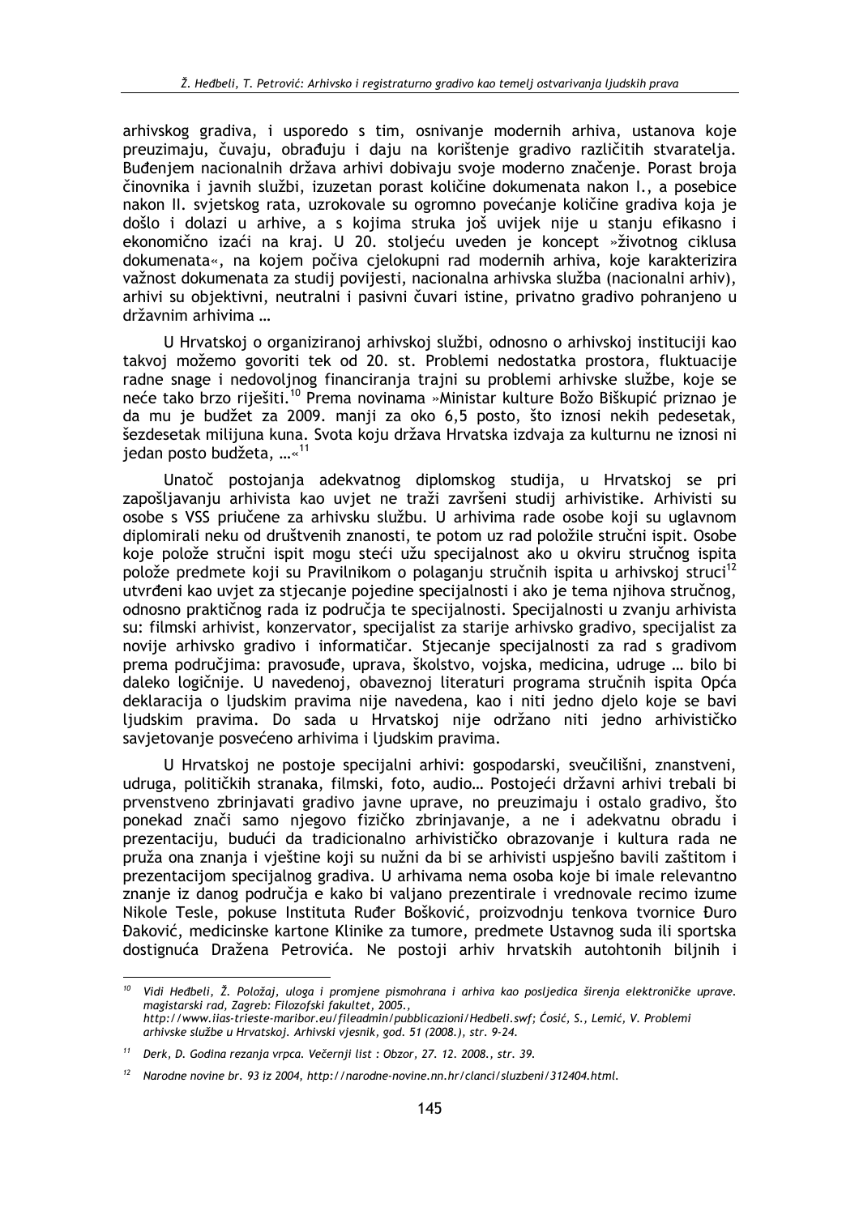arhivskog gradiva, i usporedo s tim, osnivanje modernih arhiva, ustanova koje preuzimaju, čuvaju, obrađuju i daju na korištenje gradivo različitih stvaratelja. Buđenjem nacionalnih država arhivi dobivaju svoje moderno značenje. Porast broja činovnika i javnih službi, izuzetan porast količine dokumenata nakon I., a posebice nakon II. svjetskog rata, uzrokovale su ogromno povećanje količine gradiva koja je došlo i dolazi u arhive, a s kojima struka još uvijek nije u stanju efikasno i ekonomično izaći na kraj. U 20. stoljeću uveden je koncept »životnog ciklusa dokumenata«, na kojem počiva cjelokupni rad modernih arhiva, koje karakterizira važnost dokumenata za studij povijesti, nacionalna arhivska služba (nacionalni arhiv), arhivi su objektivni, neutralni i pasivni čuvari istine, privatno gradivo pohranjeno u državnim arhivima …

U Hrvatskoj o organiziranoj arhivskoj službi, odnosno o arhivskoj instituciji kao takvoj možemo govoriti tek od 20. st. Problemi nedostatka prostora, fluktuacije radne snage i nedovoljnog financiranja trajni su problemi arhivske službe, koje se neće tako brzo riješiti.[10] Prema novinama »Ministar kulture Božo Biškupić priznao je da mu je budžet za 2009. manji za oko 6,5 posto, što iznosi nekih pedesetak, šezdesetak milijuna kuna. Svota koju država Hrvatska izdvaja za kulturnu ne iznosi ni jedan posto budžeta, …«[11]

Unatoč postojanja adekvatnog diplomskog studija, u Hrvatskoj se pri zapošljavanju arhivista kao uvjet ne traži završeni studij arhivistike. Arhivisti su osobe s VSS priučene za arhivsku službu. U arhivima rade osobe koji su uglavnom diplomirali neku od društvenih znanosti, te potom uz rad položile stručni ispit. Osobe koje polože stručni ispit mogu steći užu specijalnost ako u okviru stručnog ispita polože predmete koji su Pravilnikom o polaganju stručnih ispita u arhivskoj struci[12] utvrđeni kao uvjet za stjecanje pojedine specijalnosti i ako je tema njihova stručnog, odnosno praktičnog rada iz područja te specijalnosti. Specijalnosti u zvanju arhivista su: filmski arhivist, konzervator, specijalist za starije arhivsko gradivo, specijalist za novije arhivsko gradivo i informatičar. Stjecanje specijalnosti za rad s gradivom prema područjima: pravosuđe, uprava, školstvo, vojska, medicina, udruge … bilo bi daleko logičnije. U navedenoj, obaveznoj literaturi programa stručnih ispita Opća deklaracija o ljudskim pravima nije navedena, kao i niti jedno djelo koje se bavi ljudskim pravima. Do sada u Hrvatskoj nije održano niti jedno arhivističko savjetovanje posvećeno arhivima i ljudskim pravima.

U Hrvatskoj ne postoje specijalni arhivi: gospodarski, sveučilišni, znanstveni, udruga, političkih stranaka, filmski, foto, audio… Postojeći državni arhivi trebali bi prvenstveno zbrinjavati gradivo javne uprave, no preuzimaju i ostalo gradivo, što ponekad znači samo njegovo fizičko zbrinjavanje, a ne i adekvatnu obradu i prezentaciju, budući da tradicionalno arhivističko obrazovanje i kultura rada ne pruža ona znanja i vještine koji su nužni da bi se arhivisti uspješno bavili zaštitom i prezentacijom specijalnog gradiva. U arhivama nema osoba koje bi imale relevantno znanje iz danog područja e kako bi valjano prezentirale i vrednovale recimo izume Nikole Tesle, pokuse Instituta Ruđer Bošković, proizvodnju tenkova tvornice Đuro Đaković, medicinske kartone Klinike za tumore, predmete Ustavnog suda ili sportska dostignuća Dražena Petrovića. Ne postoji arhiv hrvatskih autohtonih biljnih i

---

[10] *Vidi Heđbeli, Ž. Položaj, uloga i promjene pismohrana i arhiva kao posljedica širenja elektroničke uprave. magistarski rad, Zagreb: Filozofski fakultet, 2005., http://www.iias-trieste-maribor.eu/fileadmin/pubblicazioni/Hedbeli.swf; Ćosić, S., Lemić, V. Problemi arhivske službe u Hrvatskoj. Arhivski vjesnik, god. 51 (2008.), str. 9-24.*

[11] *Derk, D. Godina rezanja vrpca. Večernji list : Obzor, 27. 12. 2008., str. 39.*

[12] *Narodne novine br. 93 iz 2004, http://narodne-novine.nn.hr/clanci/sluzbeni/312404.html.*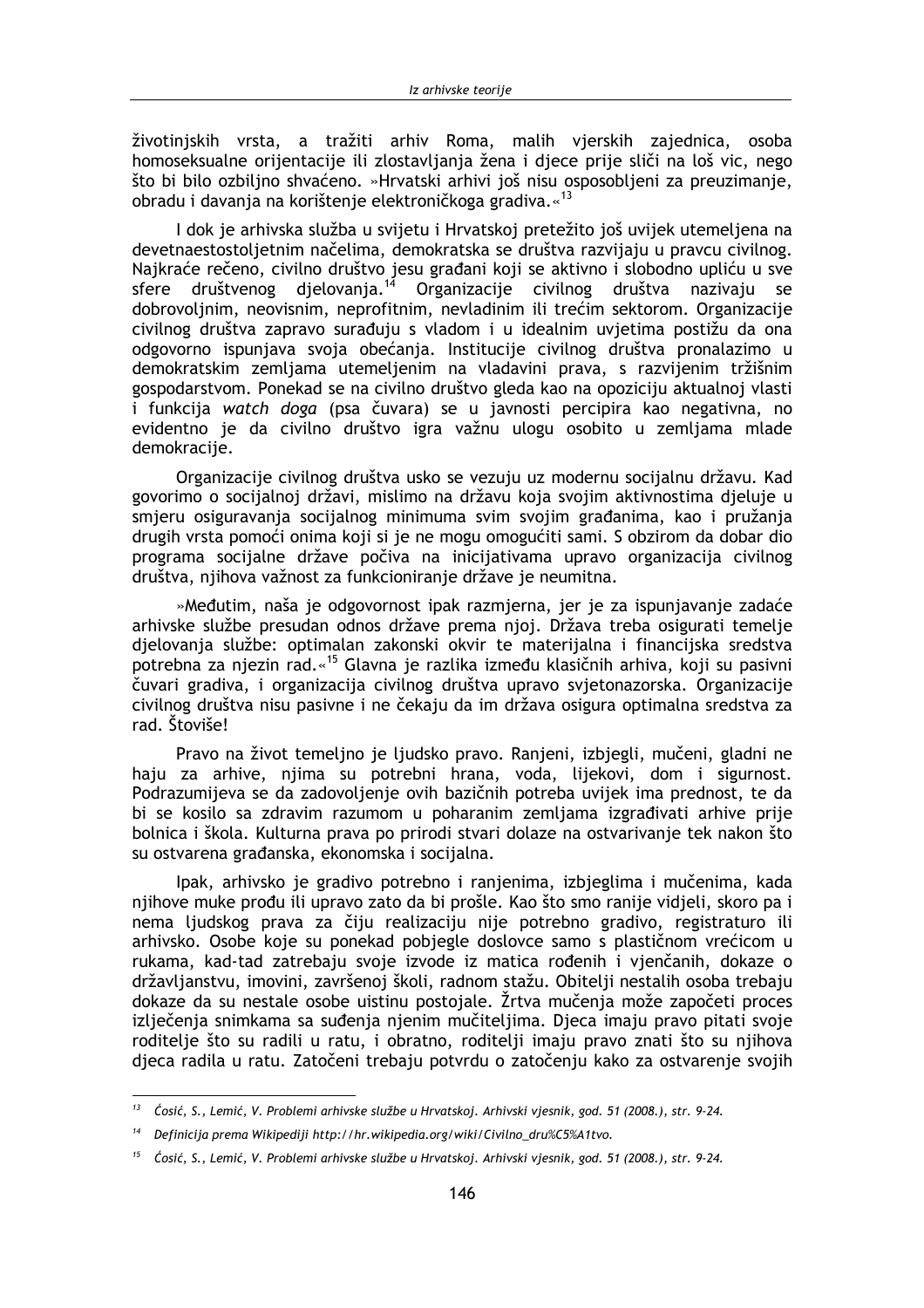životinjskih vrsta, a tražiti arhiv Roma, malih vjerskih zajednica, osoba homoseksualne orijentacije ili zlostavljanja žena i djece prije sliči na loš vic, nego što bi bilo ozbiljno shvaćeno. »Hrvatski arhivi još nisu osposobljeni za preuzimanje, obradu i davanja na korištenje elektroničkoga gradiva.«[13]

I dok je arhivska služba u svijetu i Hrvatskoj pretežito još uvijek utemeljena na devetnaestostoljetnim načelima, demokratska se društva razvijaju u pravcu civilnog. Najkraće rečeno, civilno društvo jesu građani koji se aktivno i slobodno upliću u sve sfere društvenog djelovanja.[14] Organizacije civilnog društva nazivaju se dobrovoljnim, neovisnim, neprofitnim, nevladinim ili trećim sektorom. Organizacije civilnog društva zapravo surađuju s vladom i u idealnim uvjetima postižu da ona odgovorno ispunjava svoja obećanja. Institucije civilnog društva pronalazimo u demokratskim zemljama utemeljenim na vladavini prava, s razvijenim tržišnim gospodarstvom. Ponekad se na civilno društvo gleda kao na opoziciju aktualnoj vlasti i funkcija *watch doga* (psa čuvara) se u javnosti percipira kao negativna, no evidentno je da civilno društvo igra važnu ulogu osobito u zemljama mlade demokracije.

Organizacije civilnog društva usko se vezuju uz modernu socijalnu državu. Kad govorimo o socijalnoj državi, mislimo na državu koja svojim aktivnostima djeluje u smjeru osiguravanja socijalnog minimuma svim svojim građanima, kao i pružanja drugih vrsta pomoći onima koji si je ne mogu omogućiti sami. S obzirom da dobar dio programa socijalne države počiva na inicijativama upravo organizacija civilnog društva, njihova važnost za funkcioniranje države je neumitna.

»Međutim, naša je odgovornost ipak razmjerna, jer je za ispunjavanje zadaće arhivske službe presudan odnos države prema njoj. Država treba osigurati temelje djelovanja službe: optimalan zakonski okvir te materijalna i financijska sredstva potrebna za njezin rad.«[15] Glavna je razlika između klasičnih arhiva, koji su pasivni čuvari gradiva, i organizacija civilnog društva upravo svjetonazorska. Organizacije civilnog društva nisu pasivne i ne čekaju da im država osigura optimalna sredstva za rad. Štoviše!

Pravo na život temeljno je ljudsko pravo. Ranjeni, izbjegli, mučeni, gladni ne haju za arhive, njima su potrebni hrana, voda, lijekovi, dom i sigurnost. Podrazumijeva se da zadovoljenje ovih bazičnih potreba uvijek ima prednost, te da bi se kosilo sa zdravim razumom u poharanim zemljama izgrađivati arhive prije bolnica i škola. Kulturna prava po prirodi stvari dolaze na ostvarivanje tek nakon što su ostvarena građanska, ekonomska i socijalna.

Ipak, arhivsko je gradivo potrebno i ranjenima, izbjeglima i mučenima, kada njihove muke prođu ili upravo zato da bi prošle. Kao što smo ranije vidjeli, skoro pa i nema ljudskog prava za čiju realizaciju nije potrebno gradivo, registraturo ili arhivsko. Osobe koje su ponekad pobjegle doslovce samo s plastičnom vrećicom u rukama, kad-tad zatrebaju svoje izvode iz matica rođenih i vjenčanih, dokaze o državljanstvu, imovini, završenoj školi, radnom stažu. Obitelji nestalih osoba trebaju dokaze da su nestale osobe uistinu postojale. Žrtva mučenja može započeti proces izlječenja snimkama sa suđenja njenim mučiteljima. Djeca imaju pravo pitati svoje roditelje što su radili u ratu, i obratno, roditelji imaju pravo znati što su njihova djeca radila u ratu. Zatočeni trebaju potvrdu o zatočenju kako za ostvarenje svojih

---

[13] *Ćosić, S., Lemić, V. Problemi arhivske službe u Hrvatskoj. Arhivski vjesnik, god. 51 (2008.), str. 9-24.*

[14] *Definicija prema Wikipediji http://hr.wikipedia.org/wiki/Civilno_dru%C5%A1tvo.*

[15] *Ćosić, S., Lemić, V. Problemi arhivske službe u Hrvatskoj. Arhivski vjesnik, god. 51 (2008.), str. 9-24.*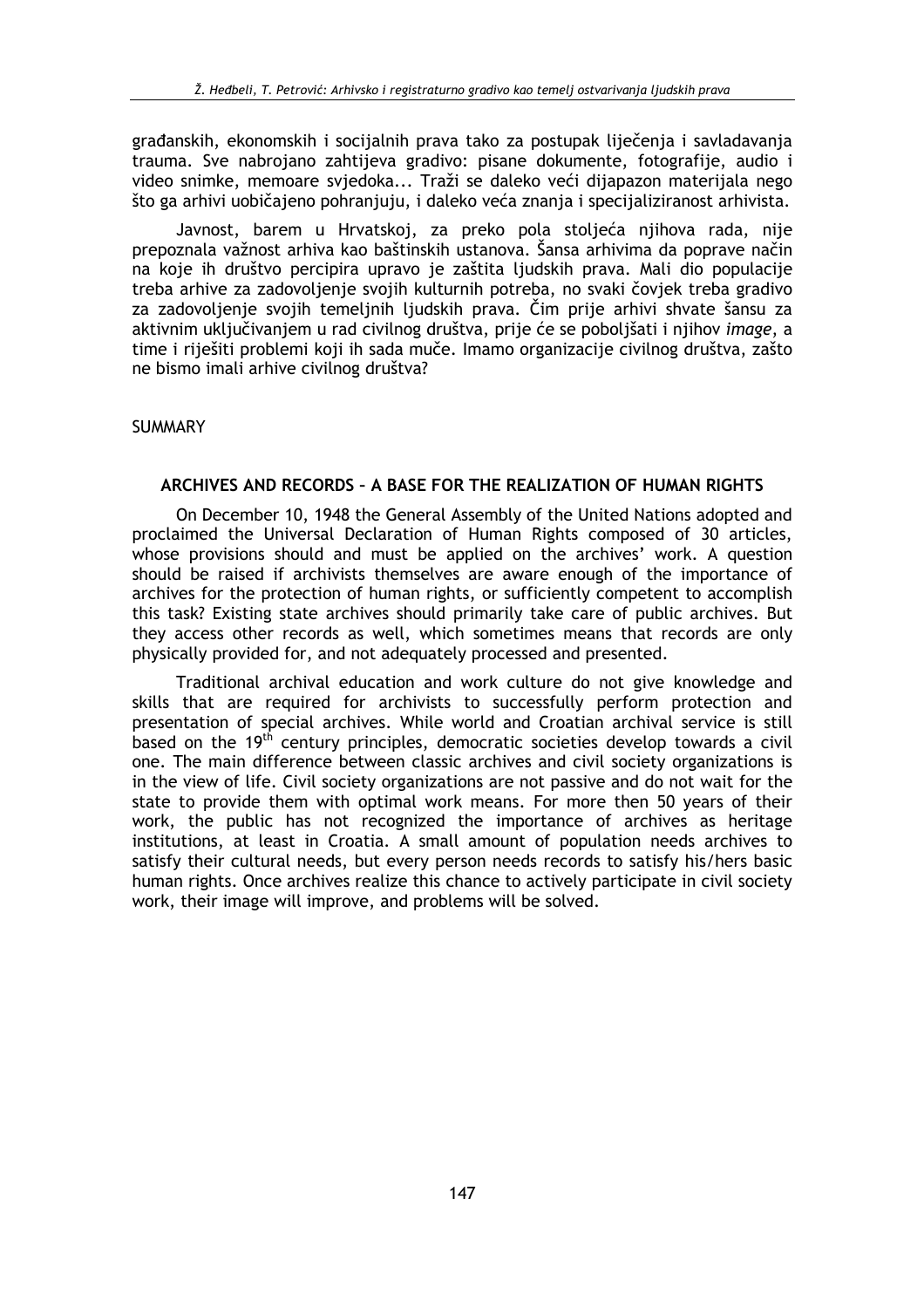građanskih, ekonomskih i socijalnih prava tako za postupak liječenja i savladavanja trauma. Sve nabrojano zahtijeva gradivo: pisane dokumente, fotografije, audio i video snimke, memoare svjedoka... Traži se daleko veći dijapazon materijala nego što ga arhivi uobičajeno pohranjuju, i daleko veća znanja i specijaliziranost arhivista.

Javnost, barem u Hrvatskoj, za preko pola stoljeća njihova rada, nije prepoznala važnost arhiva kao baštinskih ustanova. Šansa arhivima da poprave način na koje ih društvo percipira upravo je zaštita ljudskih prava. Mali dio populacije treba arhive za zadovoljenje svojih kulturnih potreba, no svaki čovjek treba gradivo za zadovoljenje svojih temeljnih ljudskih prava. Čim prije arhivi shvate šansu za aktivnim uključivanjem u rad civilnog društva, prije će se poboljšati i njihov *image*, a time i riješiti problemi koji ih sada muče. Imamo organizacije civilnog društva, zašto ne bismo imali arhive civilnog društva?

SUMMARY

## ARCHIVES AND RECORDS – A BASE FOR THE REALIZATION OF HUMAN RIGHTS

On December 10, 1948 the General Assembly of the United Nations adopted and proclaimed the Universal Declaration of Human Rights composed of 30 articles, whose provisions should and must be applied on the archives' work. A question should be raised if archivists themselves are aware enough of the importance of archives for the protection of human rights, or sufficiently competent to accomplish this task? Existing state archives should primarily take care of public archives. But they access other records as well, which sometimes means that records are only physically provided for, and not adequately processed and presented.

Traditional archival education and work culture do not give knowledge and skills that are required for archivists to successfully perform protection and presentation of special archives. While world and Croatian archival service is still based on the 19th century principles, democratic societies develop towards a civil one. The main difference between classic archives and civil society organizations is in the view of life. Civil society organizations are not passive and do not wait for the state to provide them with optimal work means. For more then 50 years of their work, the public has not recognized the importance of archives as heritage institutions, at least in Croatia. A small amount of population needs archives to satisfy their cultural needs, but every person needs records to satisfy his/hers basic human rights. Once archives realize this chance to actively participate in civil society work, their image will improve, and problems will be solved.